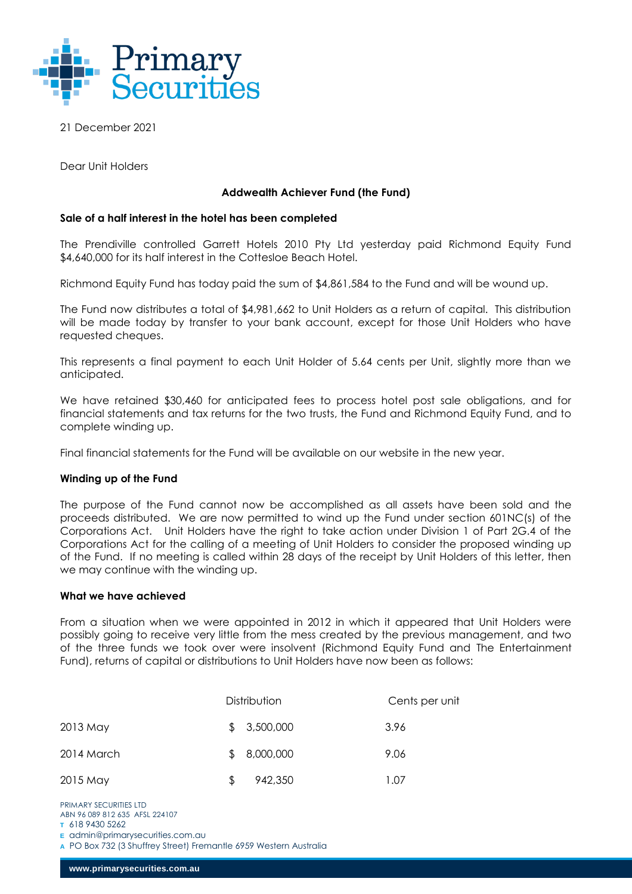21 December 2021

Dear Unit Holders

**Addwealth Achiever Fund (the Fund)**

**Sale of a half interest in the hotel has been completed**

The Prendiville controlled Garrett Hotels 2010 Pty Ltd yesterday paid Richmond Equity Fund $4,640,000 for its half interest in the Cottesloe Beach Hotel.

Richmond Equity Fund has today paid the sum of $4,861,584 to the Fund and will be wound up.

The Fund now distributes a total of $4,981,662 to Unit Holders as a return of capital. This distribution will be made today by transfer to your bank account, except for those Unit Holders who have requested cheques.

This represents a final payment to each Unit Holder of 5.64 cents per Unit, slightly more than we anticipated.

We have retained $30,460 for anticipated fees to process hotel post sale obligations, and for financial statements and tax returns for the two trusts, the Fund and Richmond Equity Fund, and to complete winding up.

Final financial statements for the Fund will be available on our website in the new year.

**Winding up of the Fund**

The purpose of the Fund cannot now be accomplished as all assets have been sold and the proceeds distributed. We are now permitted to wind up the Fund under section 601NC(s) of the Corporations Act. Unit Holders have the right to take action under Division 1 of Part 2G.4 of the Corporations Act for the calling of a meeting of Unit Holders to consider the proposed winding up of the Fund. If no meeting is called within 28 days of the receipt by Unit Holders of this letter, then we may continue with the winding up.

**What we have achieved**

From a situation when we were appointed in 2012 in which it appeared that Unit Holders were possibly going to receive very little from the mess created by the previous management, and two of the three funds we took over were insolvent (Richmond Equity Fund and The Entertainment Fund), returns of capital or distributions to Unit Holders have now been as follows:

| | Distribution | Cents per unit |
|---|---|---|
| 2013 May | $ 3,500,000 | 3.96 |
| 2014 March | $ 8,000,000 | 9.06 |
| 2015 May | $ 942,350 | 1.07 |

PRIMARY SECURITIES LTD
ABN 96 089 812 635 AFSL 224107
T 618 9430 5262
E admin@primarysecurities.com.au
A PO Box 732 (3 Shuffrey Street) Fremantle 6959 Western Australia

www.primarysecurities.com.au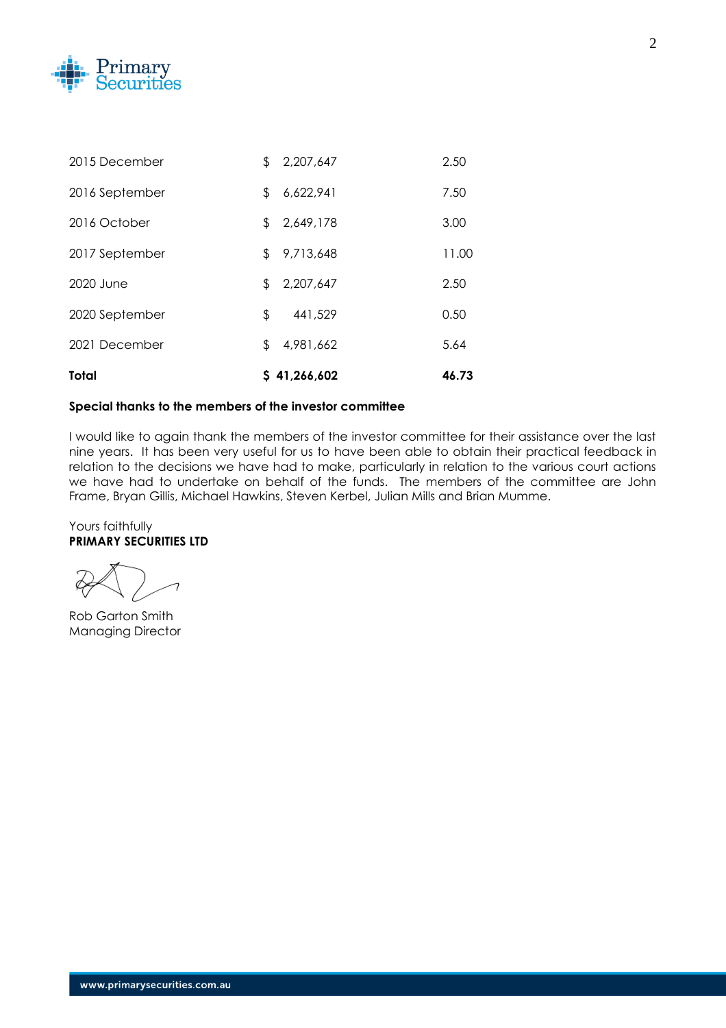| | | |
|---|---|---|
| 2015 December | $ 2,207,647 | 2.50 |
| 2016 September | $ 6,622,941 | 7.50 |
| 2016 October | $ 2,649,178 | 3.00 |
| 2017 September | $ 9,713,648 | 11.00 |
| 2020 June | $ 2,207,647 | 2.50 |
| 2020 September | $ 441,529 | 0.50 |
| 2021 December | $ 4,981,662 | 5.64 |
| **Total** | **$ 41,266,602** | **46.73** |

**Special thanks to the members of the investor committee**

I would like to again thank the members of the investor committee for their assistance over the last nine years. It has been very useful for us to have been able to obtain their practical feedback in relation to the decisions we have had to make, particularly in relation to the various court actions we have had to undertake on behalf of the funds. The members of the committee are John Frame, Bryan Gillis, Michael Hawkins, Steven Kerbel, Julian Mills and Brian Mumme.

Yours faithfully
**PRIMARY SECURITIES LTD**

Rob Garton Smith
Managing Director